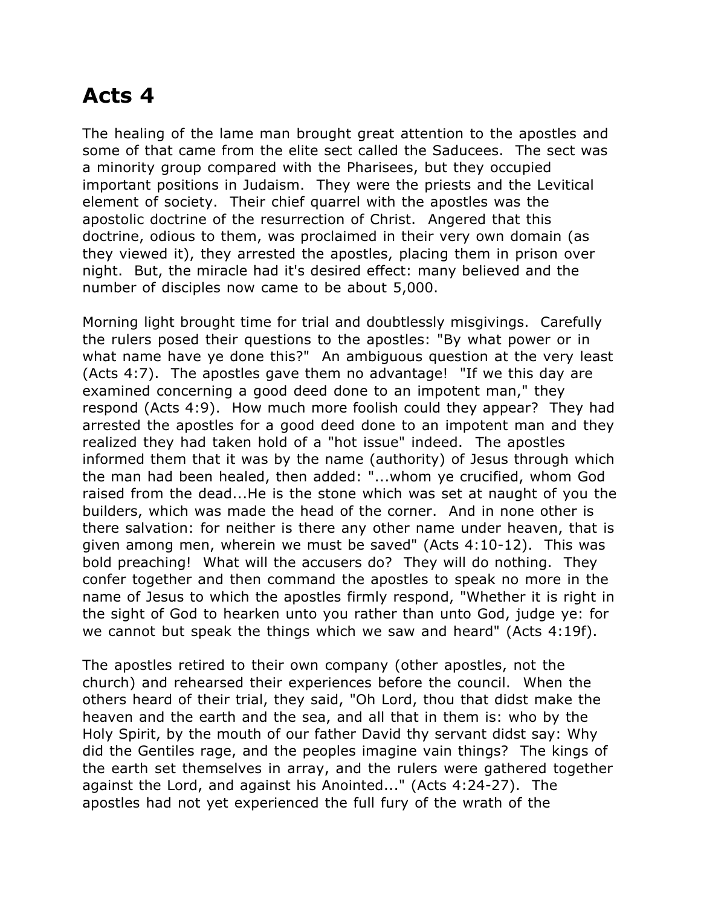# Acts 4

The healing of the lame man brought great attention to the apostles and some of that came from the elite sect called the Saducees. The sect was a minority group compared with the Pharisees, but they occupied important positions in Judaism. They were the priests and the Levitical element of society. Their chief quarrel with the apostles was the apostolic doctrine of the resurrection of Christ. Angered that this doctrine, odious to them, was proclaimed in their very own domain (as they viewed it), they arrested the apostles, placing them in prison over night. But, the miracle had it's desired effect: many believed and the number of disciples now came to be about 5,000.

Morning light brought time for trial and doubtlessly misgivings. Carefully the rulers posed their questions to the apostles: "By what power or in what name have ye done this?" An ambiguous question at the very least (Acts 4:7). The apostles gave them no advantage! "If we this day are examined concerning a good deed done to an impotent man," they respond (Acts 4:9). How much more foolish could they appear? They had arrested the apostles for a good deed done to an impotent man and they realized they had taken hold of a "hot issue" indeed. The apostles informed them that it was by the name (authority) of Jesus through which the man had been healed, then added: "...whom ye crucified, whom God raised from the dead...He is the stone which was set at naught of you the builders, which was made the head of the corner. And in none other is there salvation: for neither is there any other name under heaven, that is given among men, wherein we must be saved" (Acts 4:10-12). This was bold preaching! What will the accusers do? They will do nothing. They confer together and then command the apostles to speak no more in the name of Jesus to which the apostles firmly respond, "Whether it is right in the sight of God to hearken unto you rather than unto God, judge ye: for we cannot but speak the things which we saw and heard" (Acts 4:19f).

The apostles retired to their own company (other apostles, not the church) and rehearsed their experiences before the council. When the others heard of their trial, they said, "Oh Lord, thou that didst make the heaven and the earth and the sea, and all that in them is: who by the Holy Spirit, by the mouth of our father David thy servant didst say: Why did the Gentiles rage, and the peoples imagine vain things? The kings of the earth set themselves in array, and the rulers were gathered together against the Lord, and against his Anointed..." (Acts 4:24-27). The apostles had not yet experienced the full fury of the wrath of the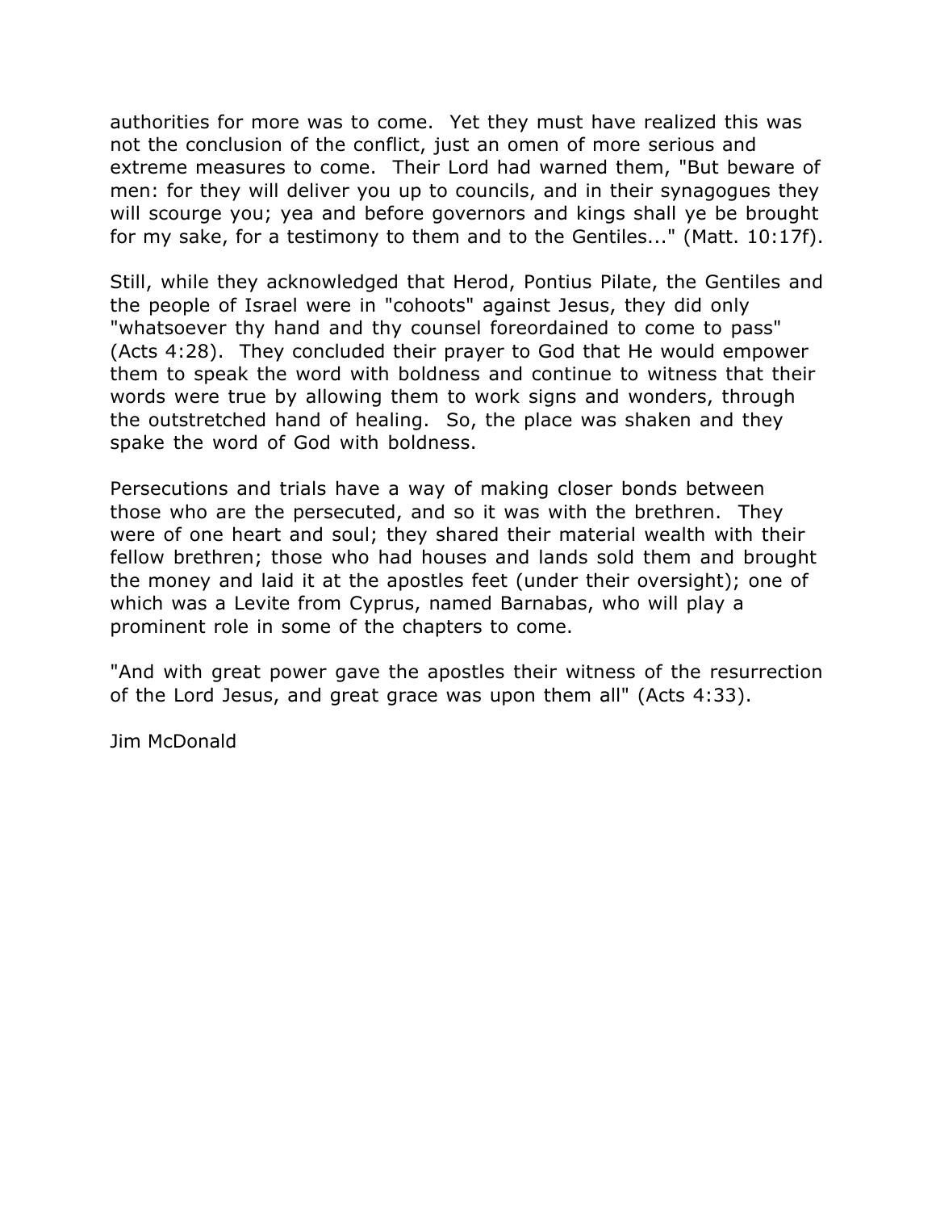authorities for more was to come. Yet they must have realized this was not the conclusion of the conflict, just an omen of more serious and extreme measures to come. Their Lord had warned them, "But beware of men: for they will deliver you up to councils, and in their synagogues they will scourge you; yea and before governors and kings shall ye be brought for my sake, for a testimony to them and to the Gentiles..." (Matt. 10:17f).

Still, while they acknowledged that Herod, Pontius Pilate, the Gentiles and the people of Israel were in "cohoots" against Jesus, they did only "whatsoever thy hand and thy counsel foreordained to come to pass" (Acts 4:28). They concluded their prayer to God that He would empower them to speak the word with boldness and continue to witness that their words were true by allowing them to work signs and wonders, through the outstretched hand of healing. So, the place was shaken and they spake the word of God with boldness.

Persecutions and trials have a way of making closer bonds between those who are the persecuted, and so it was with the brethren. They were of one heart and soul; they shared their material wealth with their fellow brethren; those who had houses and lands sold them and brought the money and laid it at the apostles feet (under their oversight); one of which was a Levite from Cyprus, named Barnabas, who will play a prominent role in some of the chapters to come.

"And with great power gave the apostles their witness of the resurrection of the Lord Jesus, and great grace was upon them all" (Acts 4:33).

Jim McDonald